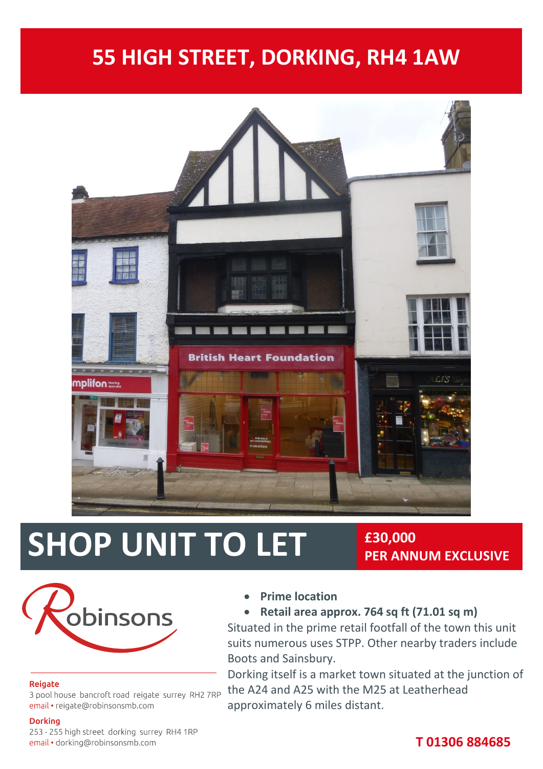# 55 HIGH STREET, DORKING, RH4 1AW

# SHOP UNIT TO LET

**£30,000**
**PER ANNUM EXCLUSIVE**

- **Prime location**
- **Retail area approx. 764 sq ft (71.01 sq m)**

Situated in the prime retail footfall of the town this unit suits numerous uses STPP. Other nearby traders include Boots and Sainsbury.

Dorking itself is a market town situated at the junction of the A24 and A25 with the M25 at Leatherhead approximately 6 miles distant.

Robinsons

**Reigate**
3 pool house bancroft road reigate surrey RH2 7RP
email • reigate@robinsonsmb.com

**Dorking**
253 - 255 high street dorking surrey RH4 1RP
email • dorking@robinsonsmb.com

**T 01306 884685**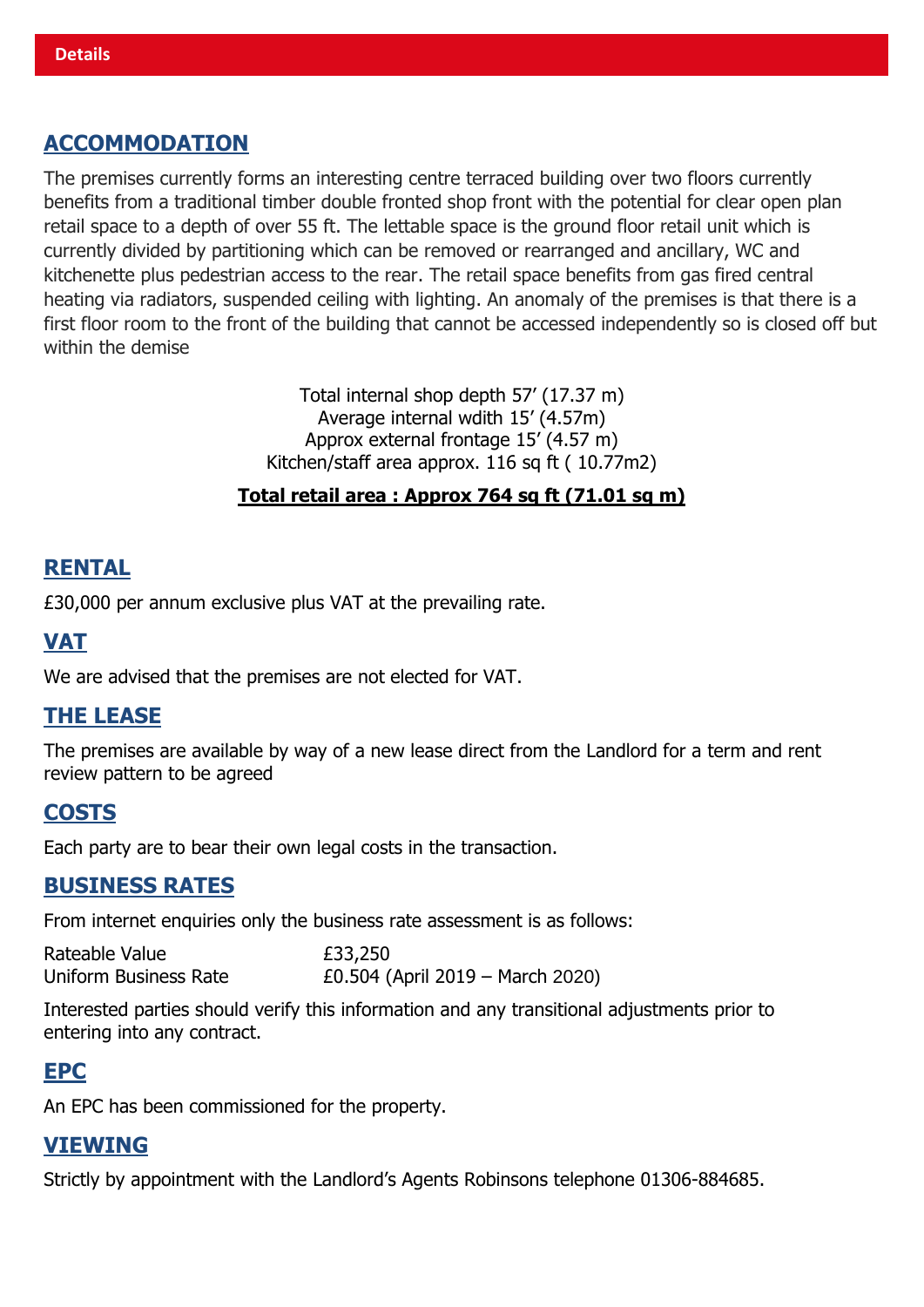**Details**

## ACCOMMODATION

The premises currently forms an interesting centre terraced building over two floors currently benefits from a traditional timber double fronted shop front with the potential for clear open plan retail space to a depth of over 55 ft. The lettable space is the ground floor retail unit which is currently divided by partitioning which can be removed or rearranged and ancillary, WC and kitchenette plus pedestrian access to the rear. The retail space benefits from gas fired central heating via radiators, suspended ceiling with lighting. An anomaly of the premises is that there is a first floor room to the front of the building that cannot be accessed independently so is closed off but within the demise

Total internal shop depth 57' (17.37 m)
Average internal wdith 15' (4.57m)
Approx external frontage 15' (4.57 m)
Kitchen/staff area approx. 116 sq ft ( 10.77m2)

**Total retail area : Approx 764 sq ft (71.01 sq m)**

## RENTAL

£30,000 per annum exclusive plus VAT at the prevailing rate.

## VAT

We are advised that the premises are not elected for VAT.

## THE LEASE

The premises are available by way of a new lease direct from the Landlord for a term and rent review pattern to be agreed

## COSTS

Each party are to bear their own legal costs in the transaction.

## BUSINESS RATES

From internet enquiries only the business rate assessment is as follows:

| | |
|---|---|
| Rateable Value | £33,250 |
| Uniform Business Rate | £0.504 (April 2019 – March 2020) |

Interested parties should verify this information and any transitional adjustments prior to entering into any contract.

## EPC

An EPC has been commissioned for the property.

## VIEWING

Strictly by appointment with the Landlord's Agents Robinsons telephone 01306-884685.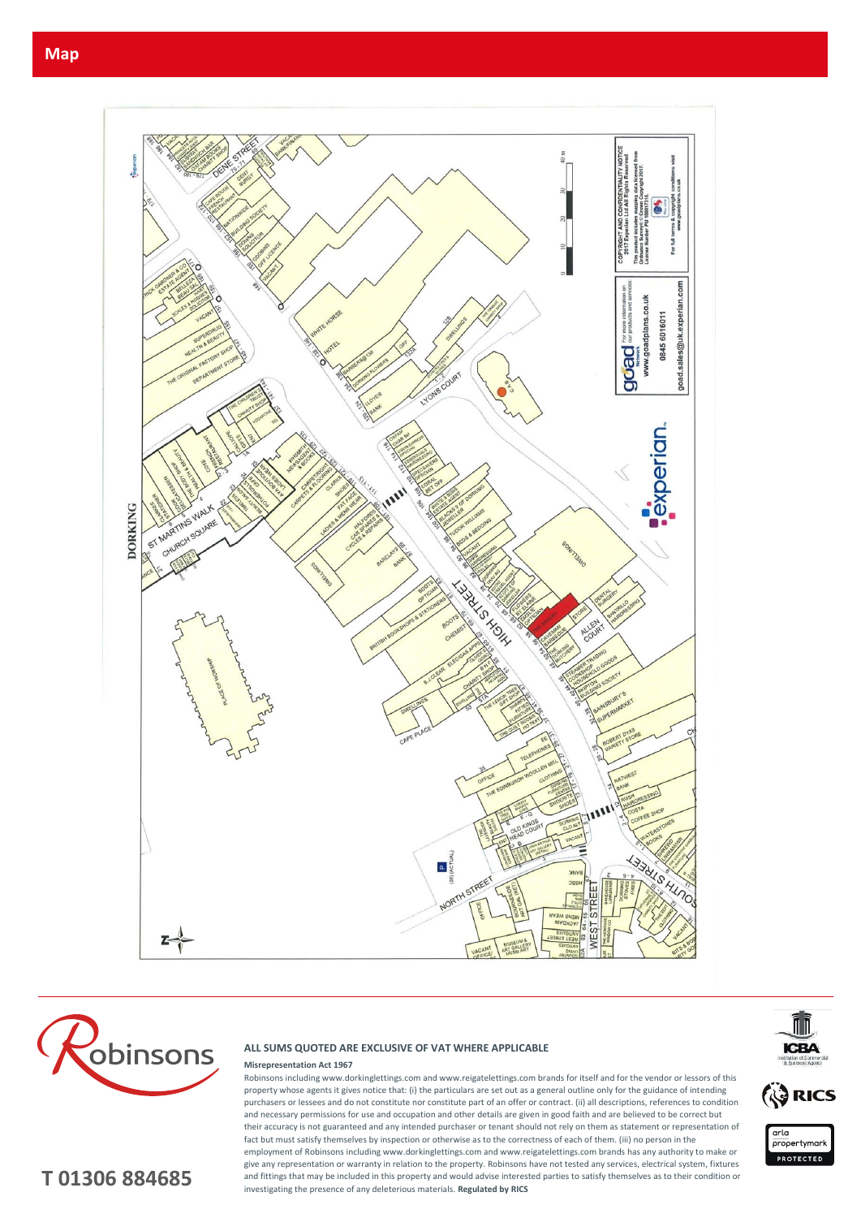## Map

**ALL SUMS QUOTED ARE EXCLUSIVE OF VAT WHERE APPLICABLE**

**Misrepresentation Act 1967**

Robinsons including www.dorkinglettings.com and www.reigatelettings.com brands for itself and for the vendor or lessors of this property whose agents it gives notice that: (i) the particulars are set out as a general outline only for the guidance of intending purchasers or lessees and do not constitute nor constitute part of an offer or contract. (ii) all descriptions, references to condition and necessary permissions for use and occupation and other details are given in good faith and are believed to be correct but their accuracy is not guaranteed and any intended purchaser or tenant should not rely on them as statement or representation of fact but must satisfy themselves by inspection or otherwise as to the correctness of each of them. (iii) no person in the employment of Robinsons including www.dorkinglettings.com and www.reigatelettings.com brands has any authority to make or give any representation or warranty in relation to the property. Robinsons have not tested any services, electrical system, fixtures and fittings that may be included in this property and would advise interested parties to satisfy themselves as to their condition or investigating the presence of any deleterious materials. **Regulated by RICS**

**T 01306 884685**